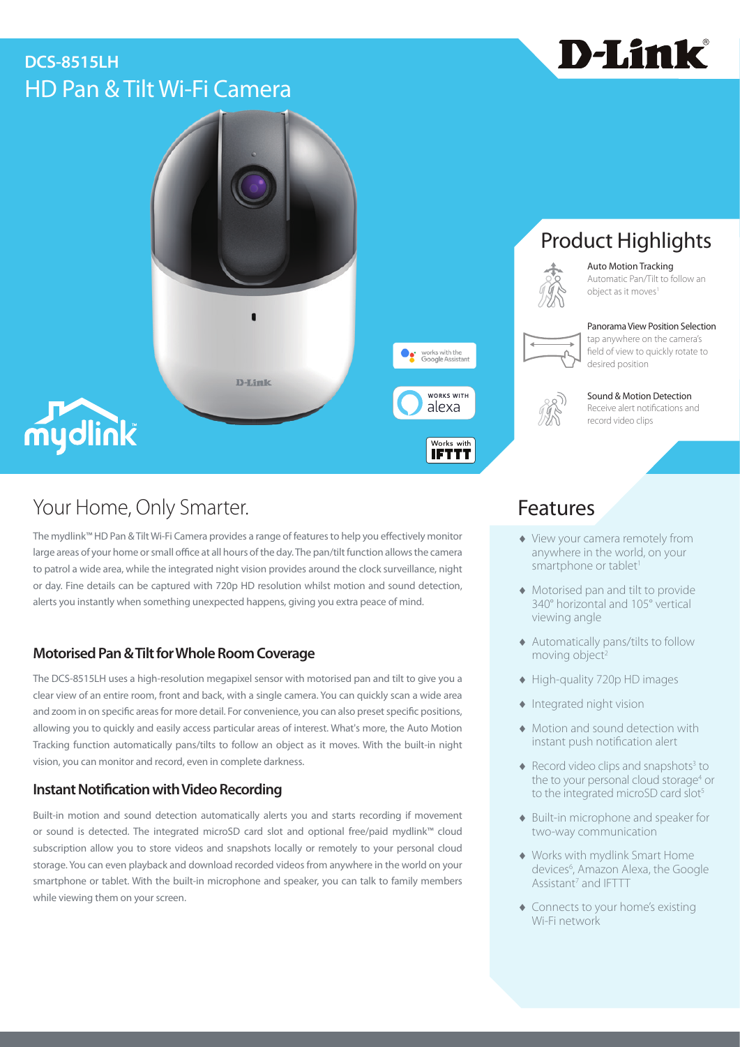# DCS-8515LH

## HD Pan & Tilt Wi-Fi Camera

works with the Google Assistant

WORKS WITH alexa

Works with IFTTT

mydlink

## Product Highlights

**Auto Motion Tracking**
Automatic Pan/Tilt to follow an object as it moves[1]

**Panorama View Position Selection**
tap anywhere on the camera's field of view to quickly rotate to desired position

**Sound & Motion Detection**
Receive alert notifications and record video clips

## Your Home, Only Smarter.

The mydlink™ HD Pan & Tilt Wi-Fi Camera provides a range of features to help you effectively monitor large areas of your home or small office at all hours of the day. The pan/tilt function allows the camera to patrol a wide area, while the integrated night vision provides around the clock surveillance, night or day. Fine details can be captured with 720p HD resolution whilst motion and sound detection, alerts you instantly when something unexpected happens, giving you extra peace of mind.

### Motorised Pan & Tilt for Whole Room Coverage

The DCS-8515LH uses a high-resolution megapixel sensor with motorised pan and tilt to give you a clear view of an entire room, front and back, with a single camera. You can quickly scan a wide area and zoom in on specific areas for more detail. For convenience, you can also preset specific positions, allowing you to quickly and easily access particular areas of interest. What's more, the Auto Motion Tracking function automatically pans/tilts to follow an object as it moves. With the built-in night vision, you can monitor and record, even in complete darkness.

### Instant Notification with Video Recording

Built-in motion and sound detection automatically alerts you and starts recording if movement or sound is detected. The integrated microSD card slot and optional free/paid mydlink™ cloud subscription allow you to store videos and snapshots locally or remotely to your personal cloud storage. You can even playback and download recorded videos from anywhere in the world on your smartphone or tablet. With the built-in microphone and speaker, you can talk to family members while viewing them on your screen.

## Features

- View your camera remotely from anywhere in the world, on your smartphone or tablet[1]
- Motorised pan and tilt to provide 340° horizontal and 105° vertical viewing angle
- Automatically pans/tilts to follow moving object[2]
- High-quality 720p HD images
- Integrated night vision
- Motion and sound detection with instant push notification alert
- Record video clips and snapshots[3] to the to your personal cloud storage[4] or to the integrated microSD card slot[5]
- Built-in microphone and speaker for two-way communication
- Works with mydlink Smart Home devices[6], Amazon Alexa, the Google Assistant[7] and IFTTT
- Connects to your home's existing Wi-Fi network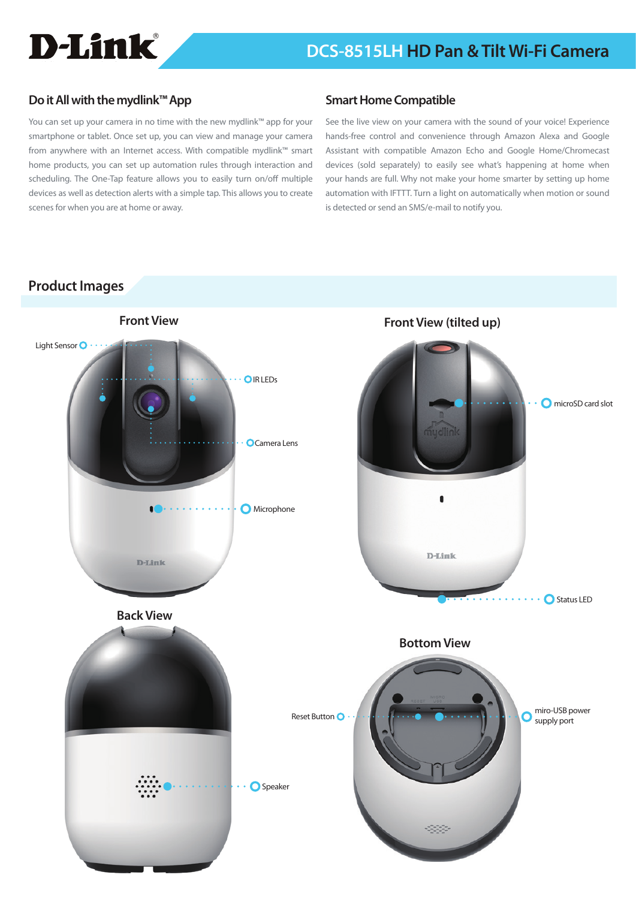# DCS-8515LH HD Pan & Tilt Wi-Fi Camera

## Do it All with the mydlink™ App

You can set up your camera in no time with the new mydlink™ app for your smartphone or tablet. Once set up, you can view and manage your camera from anywhere with an Internet access. With compatible mydlink™ smart home products, you can set up automation rules through interaction and scheduling. The One-Tap feature allows you to easily turn on/off multiple devices as well as detection alerts with a simple tap. This allows you to create scenes for when you are at home or away.

## Smart Home Compatible

See the live view on your camera with the sound of your voice! Experience hands-free control and convenience through Amazon Alexa and Google Assistant with compatible Amazon Echo and Google Home/Chromecast devices (sold separately) to easily see what's happening at home when your hands are full. Why not make your home smarter by setting up home automation with IFTTT. Turn a light on automatically when motion or sound is detected or send an SMS/e-mail to notify you.

## Product Images

### Front View

Light Sensor

IR LEDs

Camera Lens

Microphone

### Front View (tilted up)

microSD card slot

Status LED

### Back View

Speaker

### Bottom View

Reset Button

miro-USB power supply port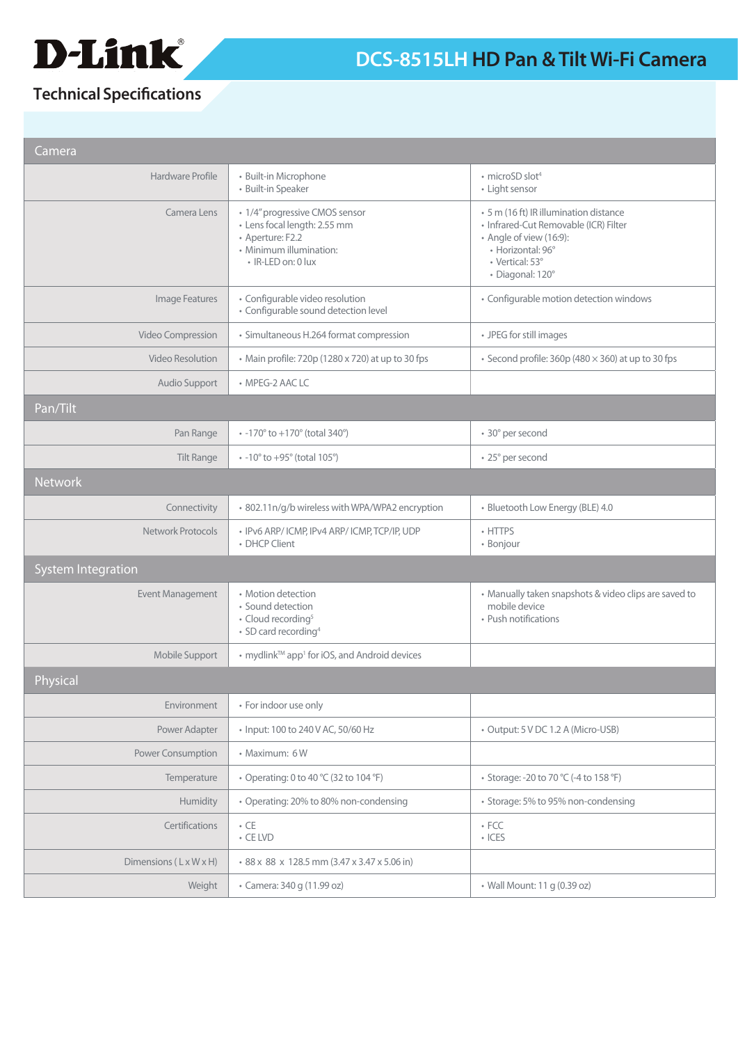# DCS-8515LH HD Pan & Tilt Wi-Fi Camera

## Technical Specifications

| Camera | | |
|---|---|---|
| Hardware Profile | • Built-in Microphone<br>• Built-in Speaker | • microSD slot[4]<br>• Light sensor |
| Camera Lens | • 1/4" progressive CMOS sensor<br>• Lens focal length: 2.55 mm<br>• Aperture: F2.2<br>• Minimum illumination:<br>  • IR-LED on: 0 lux | • 5 m (16 ft) IR illumination distance<br>• Infrared-Cut Removable (ICR) Filter<br>• Angle of view (16:9):<br>  • Horizontal: 96°<br>  • Vertical: 53°<br>  • Diagonal: 120° |
| Image Features | • Configurable video resolution<br>• Configurable sound detection level | • Configurable motion detection windows |
| Video Compression | • Simultaneous H.264 format compression | • JPEG for still images |
| Video Resolution | • Main profile: 720p (1280 x 720) at up to 30 fps | • Second profile: 360p (480 × 360) at up to 30 fps |
| Audio Support | • MPEG-2 AAC LC | |
| **Pan/Tilt** | | |
| Pan Range | • -170° to +170° (total 340°) | • 30° per second |
| Tilt Range | • -10° to +95° (total 105°) | • 25° per second |
| **Network** | | |
| Connectivity | • 802.11n/g/b wireless with WPA/WPA2 encryption | • Bluetooth Low Energy (BLE) 4.0 |
| Network Protocols | • IPv6 ARP/ ICMP, IPv4 ARP/ ICMP, TCP/IP, UDP<br>• DHCP Client | • HTTPS<br>• Bonjour |
| **System Integration** | | |
| Event Management | • Motion detection<br>• Sound detection<br>• Cloud recording[5]<br>• SD card recording[4] | • Manually taken snapshots & video clips are saved to mobile device<br>• Push notifications |
| Mobile Support | • mydlink™ app[1] for iOS, and Android devices | |
| **Physical** | | |
| Environment | • For indoor use only | |
| Power Adapter | • Input: 100 to 240 V AC, 50/60 Hz | • Output: 5 V DC 1.2 A (Micro-USB) |
| Power Consumption | • Maximum: 6 W | |
| Temperature | • Operating: 0 to 40 °C (32 to 104 °F) | • Storage: -20 to 70 °C (-4 to 158 °F) |
| Humidity | • Operating: 20% to 80% non-condensing | • Storage: 5% to 95% non-condensing |
| Certifications | • CE<br>• CE LVD | • FCC<br>• ICES |
| Dimensions ( L x W x H) | • 88 x 88 x 128.5 mm (3.47 x 3.47 x 5.06 in) | |
| Weight | • Camera: 340 g (11.99 oz) | • Wall Mount: 11 g (0.39 oz) |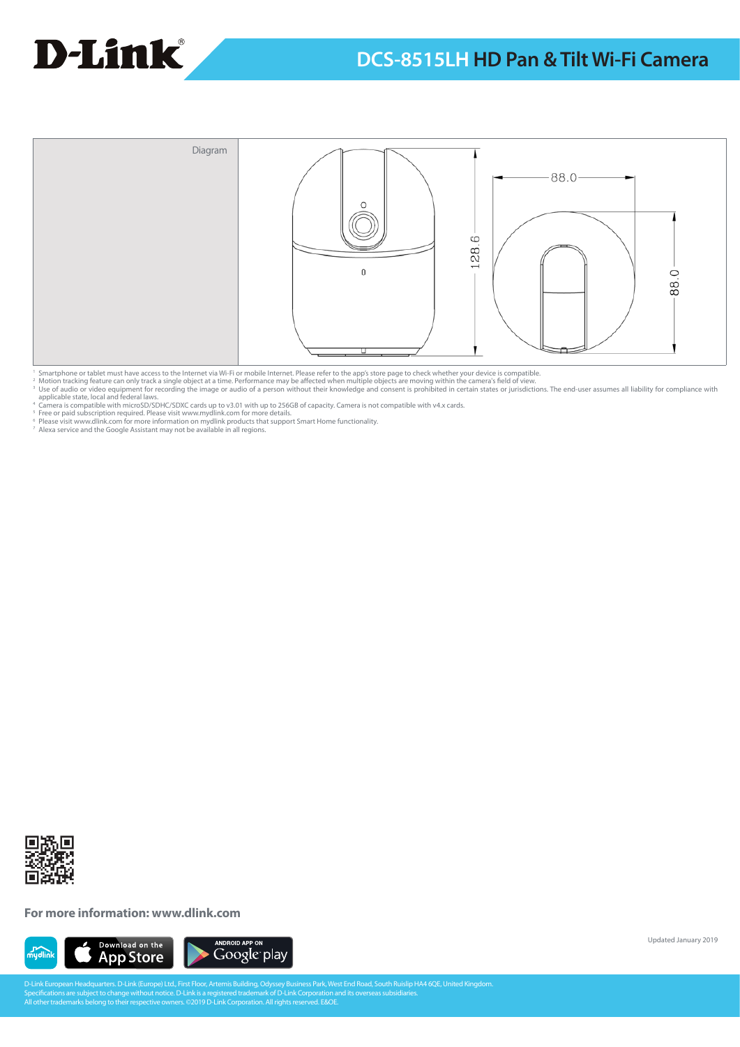# DCS-8515LH HD Pan & Tilt Wi-Fi Camera

| | |
|---|---|
| Diagram | 88.0<br>128.6<br>88.0 |

[1] Smartphone or tablet must have access to the Internet via Wi-Fi or mobile Internet. Please refer to the app's store page to check whether your device is compatible.
[2] Motion tracking feature can only track a single object at a time. Performance may be affected when multiple objects are moving within the camera's field of view.
[3] Use of audio or video equipment for recording the image or audio of a person without their knowledge and consent is prohibited in certain states or jurisdictions. The end-user assumes all liability for compliance with applicable state, local and federal laws.
[4] Camera is compatible with microSD/SDHC/SDXC cards up to v3.01 with up to 256GB of capacity. Camera is not compatible with v4.x cards.
[5] Free or paid subscription required. Please visit www.mydlink.com for more details.
[6] Please visit www.dlink.com for more information on mydlink products that support Smart Home functionality.
[7] Alexa service and the Google Assistant may not be available in all regions.

**For more information: www.dlink.com**

Updated January 2019

D-Link European Headquarters. D-Link (Europe) Ltd., First Floor, Artemis Building, Odyssey Business Park, West End Road, South Ruislip HA4 6QE, United Kingdom.
Specifications are subject to change without notice. D-Link is a registered trademark of D-Link Corporation and its overseas subsidiaries.
All other trademarks belong to their respective owners. ©2019 D-Link Corporation. All rights reserved. E&OE.